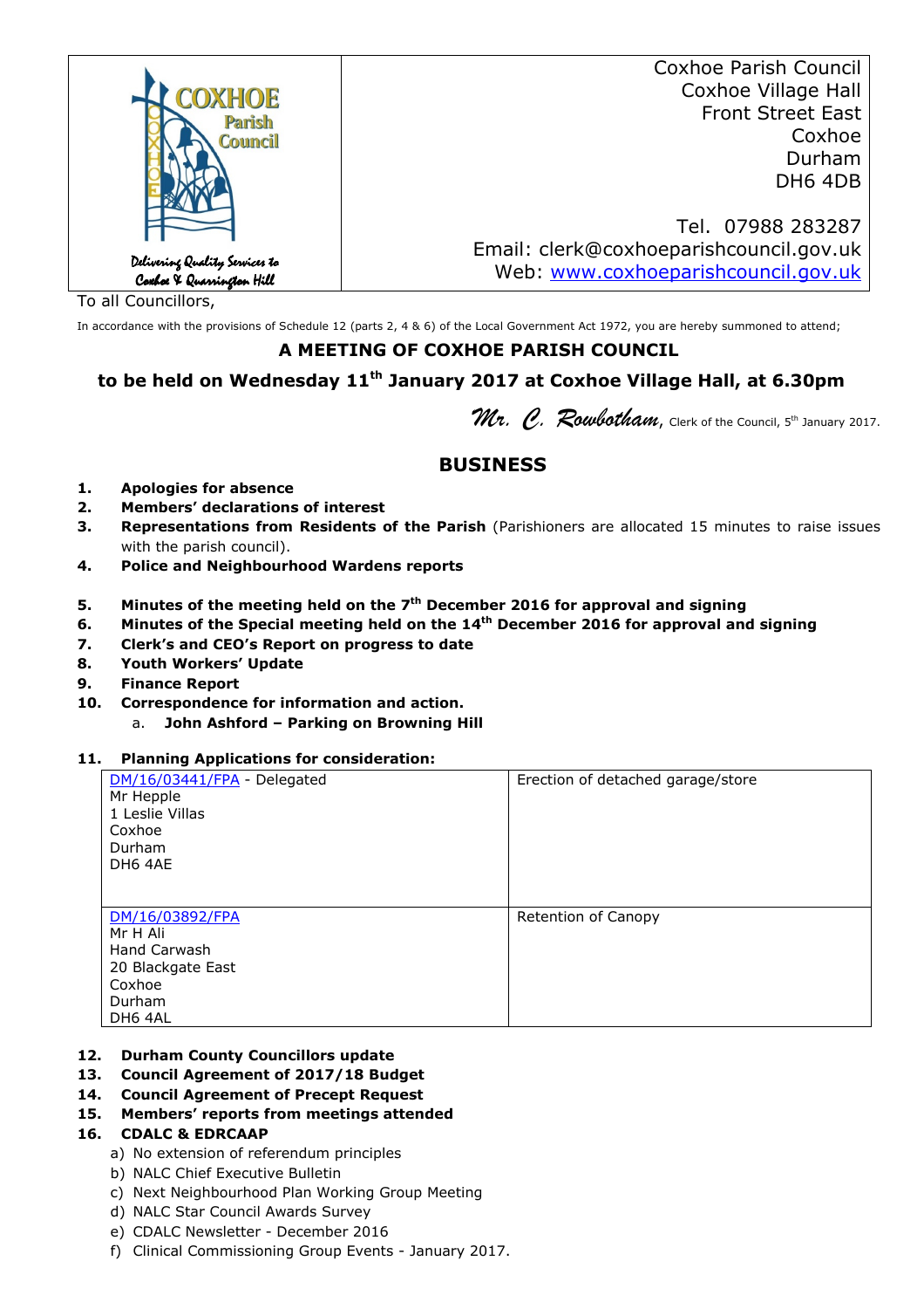| COXHOE Parish Council<br>Delivering Quality Services to Coxhoe & Quarrington Hill | Coxhoe Parish Council<br>Coxhoe Village Hall<br>Front Street East<br>Coxhoe<br>Durham<br>DH6 4DB<br><br>Tel. 07988 283287<br>Email: clerk@coxhoeparishcouncil.gov.uk<br>Web: [www.coxhoeparishcouncil.gov.uk](http://www.coxhoeparishcouncil.gov.uk) |
|---|---|

To all Councillors,

In accordance with the provisions of Schedule 12 (parts 2, 4 & 6) of the Local Government Act 1972, you are hereby summoned to attend;

**A MEETING OF COXHOE PARISH COUNCIL**

**to be held on Wednesday 11th January 2017 at Coxhoe Village Hall, at 6.30pm**

*Mr. C. Rowbotham*, Clerk of the Council, 5th January 2017.

## BUSINESS

1. **Apologies for absence**
2. **Members' declarations of interest**
3. **Representations from Residents of the Parish** (Parishioners are allocated 15 minutes to raise issues with the parish council).
4. **Police and Neighbourhood Wardens reports**
5. **Minutes of the meeting held on the 7th December 2016 for approval and signing**
6. **Minutes of the Special meeting held on the 14th December 2016 for approval and signing**
7. **Clerk's and CEO's Report on progress to date**
8. **Youth Workers' Update**
9. **Finance Report**
10. **Correspondence for information and action.**
    a. **John Ashford – Parking on Browning Hill**
11. **Planning Applications for consideration:**

| | |
|---|---|
| DM/16/03441/FPA - Delegated<br>Mr Hepple<br>1 Leslie Villas<br>Coxhoe<br>Durham<br>DH6 4AE | Erection of detached garage/store |
| DM/16/03892/FPA<br>Mr H Ali<br>Hand Carwash<br>20 Blackgate East<br>Coxhoe<br>Durham<br>DH6 4AL | Retention of Canopy |

12. **Durham County Councillors update**
13. **Council Agreement of 2017/18 Budget**
14. **Council Agreement of Precept Request**
15. **Members' reports from meetings attended**
16. **CDALC & EDRCAAP**
    a) No extension of referendum principles
    b) NALC Chief Executive Bulletin
    c) Next Neighbourhood Plan Working Group Meeting
    d) NALC Star Council Awards Survey
    e) CDALC Newsletter - December 2016
    f) Clinical Commissioning Group Events - January 2017.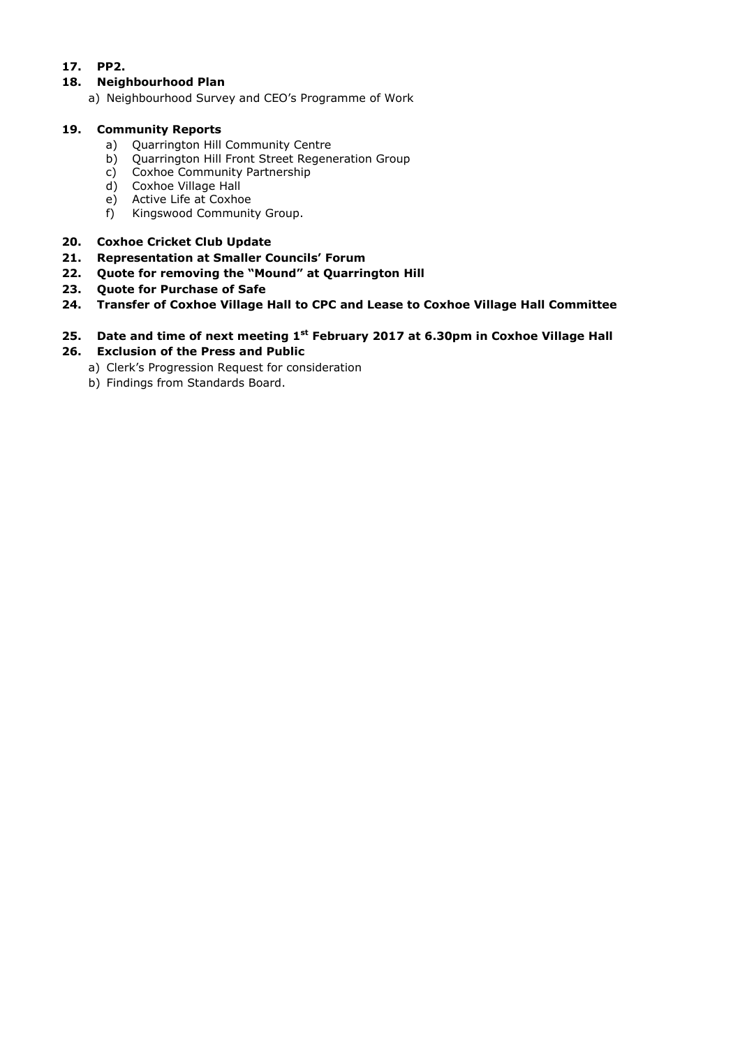**17. PP2.**

**18. Neighbourhood Plan**

a) Neighbourhood Survey and CEO's Programme of Work

**19. Community Reports**

a) Quarrington Hill Community Centre
b) Quarrington Hill Front Street Regeneration Group
c) Coxhoe Community Partnership
d) Coxhoe Village Hall
e) Active Life at Coxhoe
f) Kingswood Community Group.

**20. Coxhoe Cricket Club Update**

**21. Representation at Smaller Councils' Forum**

**22. Quote for removing the "Mound" at Quarrington Hill**

**23. Quote for Purchase of Safe**

**24. Transfer of Coxhoe Village Hall to CPC and Lease to Coxhoe Village Hall Committee**

**25. Date and time of next meeting 1st February 2017 at 6.30pm in Coxhoe Village Hall**

**26. Exclusion of the Press and Public**

a) Clerk's Progression Request for consideration
b) Findings from Standards Board.